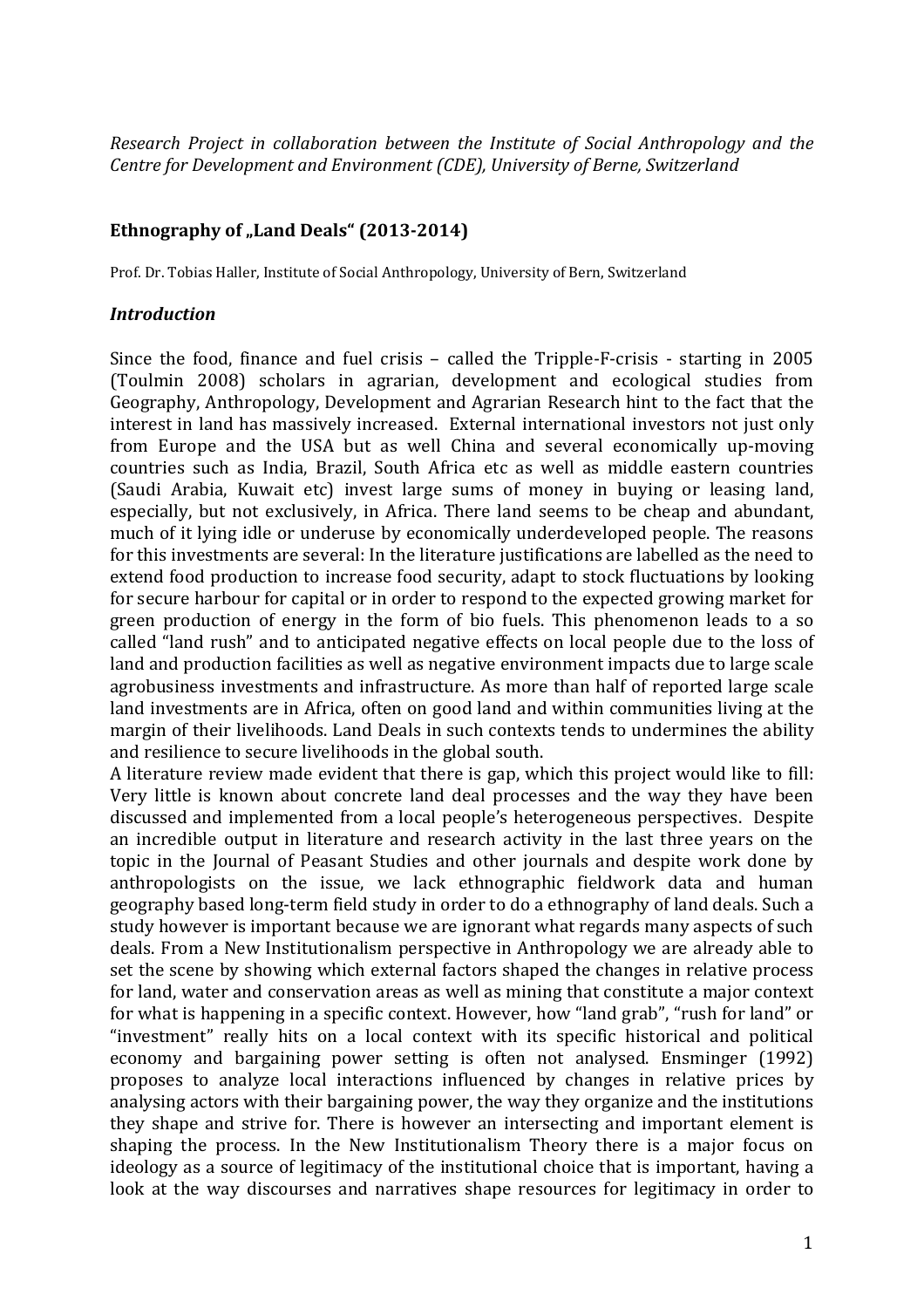*Research Project in collaboration between the Institute of Social Anthropology and the Centre for Development and Environment (CDE), University of Berne, Switzerland*

## Ethnography of „Land Deals" (2013-2014)

Prof. Dr. Tobias Haller, Institute of Social Anthropology, University of Bern, Switzerland

### *Introduction*

Since the food, finance and fuel crisis – called the Tripple-F-crisis - starting in 2005 (Toulmin 2008) scholars in agrarian, development and ecological studies from Geography, Anthropology, Development and Agrarian Research hint to the fact that the interest in land has massively increased. External international investors not just only from Europe and the USA but as well China and several economically up-moving countries such as India, Brazil, South Africa etc as well as middle eastern countries (Saudi Arabia, Kuwait etc) invest large sums of money in buying or leasing land, especially, but not exclusively, in Africa. There land seems to be cheap and abundant, much of it lying idle or underuse by economically underdeveloped people. The reasons for this investments are several: In the literature justifications are labelled as the need to extend food production to increase food security, adapt to stock fluctuations by looking for secure harbour for capital or in order to respond to the expected growing market for green production of energy in the form of bio fuels. This phenomenon leads to a so called "land rush" and to anticipated negative effects on local people due to the loss of land and production facilities as well as negative environment impacts due to large scale agrobusiness investments and infrastructure. As more than half of reported large scale land investments are in Africa, often on good land and within communities living at the margin of their livelihoods. Land Deals in such contexts tends to undermines the ability and resilience to secure livelihoods in the global south.

A literature review made evident that there is gap, which this project would like to fill: Very little is known about concrete land deal processes and the way they have been discussed and implemented from a local people's heterogeneous perspectives. Despite an incredible output in literature and research activity in the last three years on the topic in the Journal of Peasant Studies and other journals and despite work done by anthropologists on the issue, we lack ethnographic fieldwork data and human geography based long-term field study in order to do a ethnography of land deals. Such a study however is important because we are ignorant what regards many aspects of such deals. From a New Institutionalism perspective in Anthropology we are already able to set the scene by showing which external factors shaped the changes in relative process for land, water and conservation areas as well as mining that constitute a major context for what is happening in a specific context. However, how "land grab", "rush for land" or "investment" really hits on a local context with its specific historical and political economy and bargaining power setting is often not analysed. Ensminger (1992) proposes to analyze local interactions influenced by changes in relative prices by analysing actors with their bargaining power, the way they organize and the institutions they shape and strive for. There is however an intersecting and important element is shaping the process. In the New Institutionalism Theory there is a major focus on ideology as a source of legitimacy of the institutional choice that is important, having a look at the way discourses and narratives shape resources for legitimacy in order to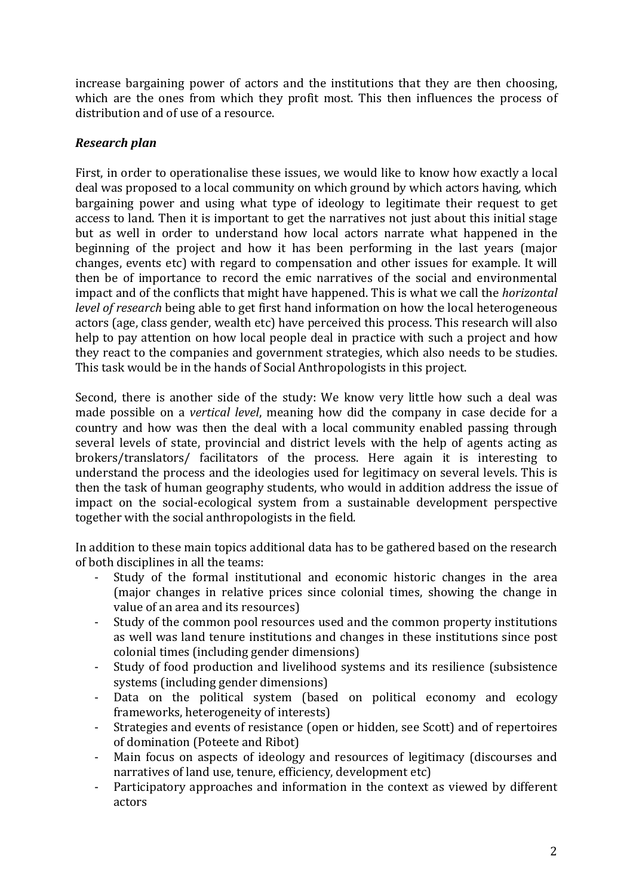increase bargaining power of actors and the institutions that they are then choosing, which are the ones from which they profit most. This then influences the process of distribution and of use of a resource.

### *Research plan*

First, in order to operationalise these issues, we would like to know how exactly a local deal was proposed to a local community on which ground by which actors having, which bargaining power and using what type of ideology to legitimate their request to get access to land. Then it is important to get the narratives not just about this initial stage but as well in order to understand how local actors narrate what happened in the beginning of the project and how it has been performing in the last years (major changes, events etc) with regard to compensation and other issues for example. It will then be of importance to record the emic narratives of the social and environmental impact and of the conflicts that might have happened. This is what we call the *horizontal level of research* being able to get first hand information on how the local heterogeneous actors (age, class gender, wealth etc) have perceived this process. This research will also help to pay attention on how local people deal in practice with such a project and how they react to the companies and government strategies, which also needs to be studies. This task would be in the hands of Social Anthropologists in this project.

Second, there is another side of the study: We know very little how such a deal was made possible on a *vertical level*, meaning how did the company in case decide for a country and how was then the deal with a local community enabled passing through several levels of state, provincial and district levels with the help of agents acting as brokers/translators/ facilitators of the process. Here again it is interesting to understand the process and the ideologies used for legitimacy on several levels. This is then the task of human geography students, who would in addition address the issue of impact on the social-ecological system from a sustainable development perspective together with the social anthropologists in the field.

In addition to these main topics additional data has to be gathered based on the research of both disciplines in all the teams:

- Study of the formal institutional and economic historic changes in the area (major changes in relative prices since colonial times, showing the change in value of an area and its resources)
- Study of the common pool resources used and the common property institutions as well was land tenure institutions and changes in these institutions since post colonial times (including gender dimensions)
- Study of food production and livelihood systems and its resilience (subsistence systems (including gender dimensions)
- Data on the political system (based on political economy and ecology frameworks, heterogeneity of interests)
- Strategies and events of resistance (open or hidden, see Scott) and of repertoires of domination (Poteete and Ribot)
- Main focus on aspects of ideology and resources of legitimacy (discourses and narratives of land use, tenure, efficiency, development etc)
- Participatory approaches and information in the context as viewed by different actors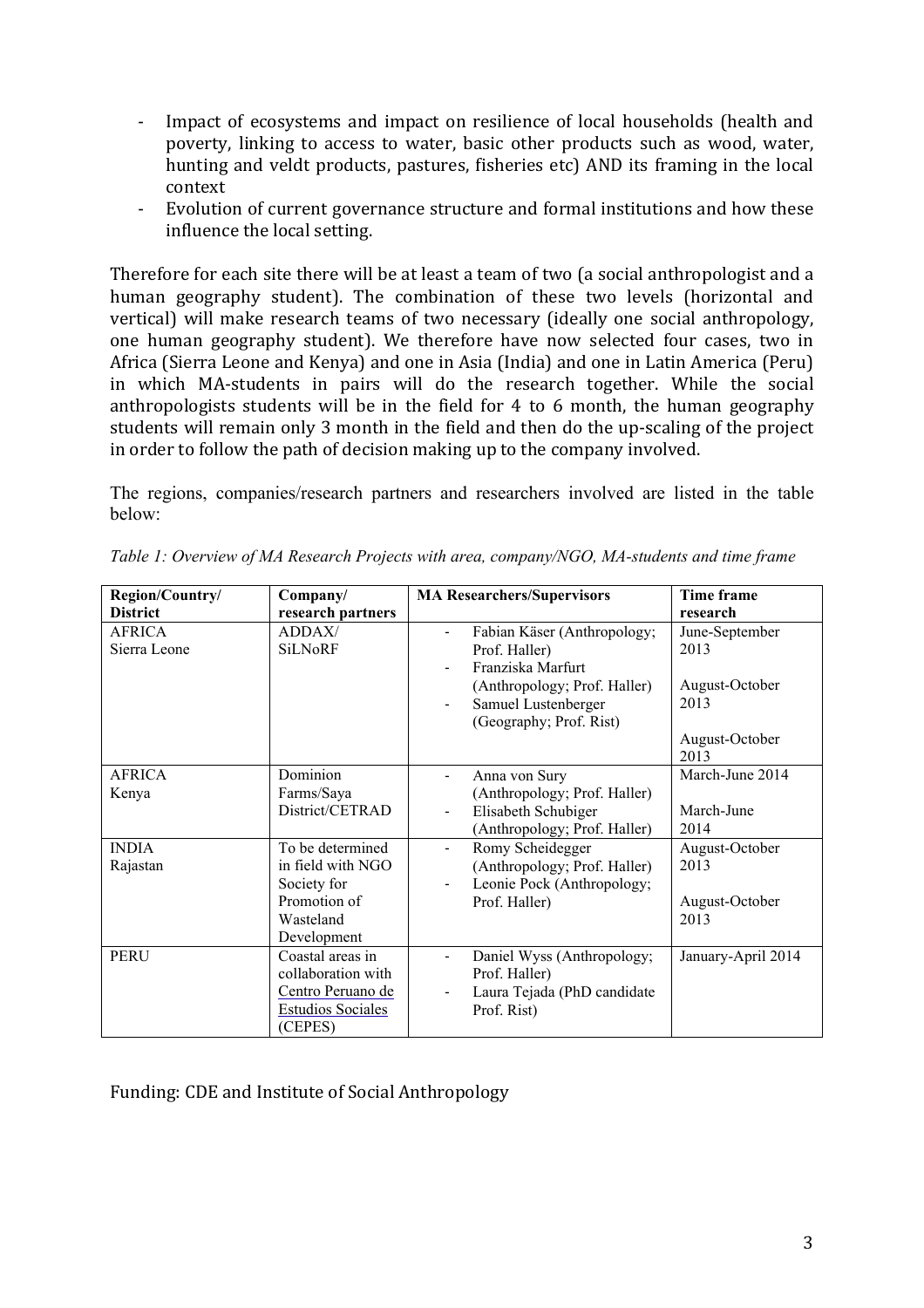- Impact of ecosystems and impact on resilience of local households (health and poverty, linking to access to water, basic other products such as wood, water, hunting and veldt products, pastures, fisheries etc) AND its framing in the local context
- Evolution of current governance structure and formal institutions and how these influence the local setting.

Therefore for each site there will be at least a team of two (a social anthropologist and a human geography student). The combination of these two levels (horizontal and vertical) will make research teams of two necessary (ideally one social anthropology, one human geography student). We therefore have now selected four cases, two in Africa (Sierra Leone and Kenya) and one in Asia (India) and one in Latin America (Peru) in which MA-students in pairs will do the research together. While the social anthropologists students will be in the field for 4 to 6 month, the human geography students will remain only 3 month in the field and then do the up-scaling of the project in order to follow the path of decision making up to the company involved.

The regions, companies/research partners and researchers involved are listed in the table below:

*Table 1: Overview of MA Research Projects with area, company/NGO, MA-students and time frame*

| Region/Country/ District | Company/ research partners | MA Researchers/Supervisors | Time frame research |
|---|---|---|---|
| AFRICA Sierra Leone | ADDAX/ SiLNoRF | - Fabian Käser (Anthropology; Prof. Haller)<br>- Franziska Marfurt (Anthropology; Prof. Haller)<br>- Samuel Lustenberger (Geography; Prof. Rist) | June-September 2013<br><br>August-October 2013<br><br>August-October 2013 |
| AFRICA Kenya | Dominion Farms/Saya District/CETRAD | - Anna von Sury (Anthropology; Prof. Haller)<br>- Elisabeth Schubiger (Anthropology; Prof. Haller) | March-June 2014<br><br>March-June 2014 |
| INDIA Rajastan | To be determined in field with NGO Society for Promotion of Wasteland Development | - Romy Scheidegger (Anthropology; Prof. Haller)<br>- Leonie Pock (Anthropology; Prof. Haller) | August-October 2013<br><br>August-October 2013 |
| PERU | Coastal areas in collaboration with Centro Peruano de Estudios Sociales (CEPES) | - Daniel Wyss (Anthropology; Prof. Haller)<br>- Laura Tejada (PhD candidate Prof. Rist) | January-April 2014 |

Funding: CDE and Institute of Social Anthropology